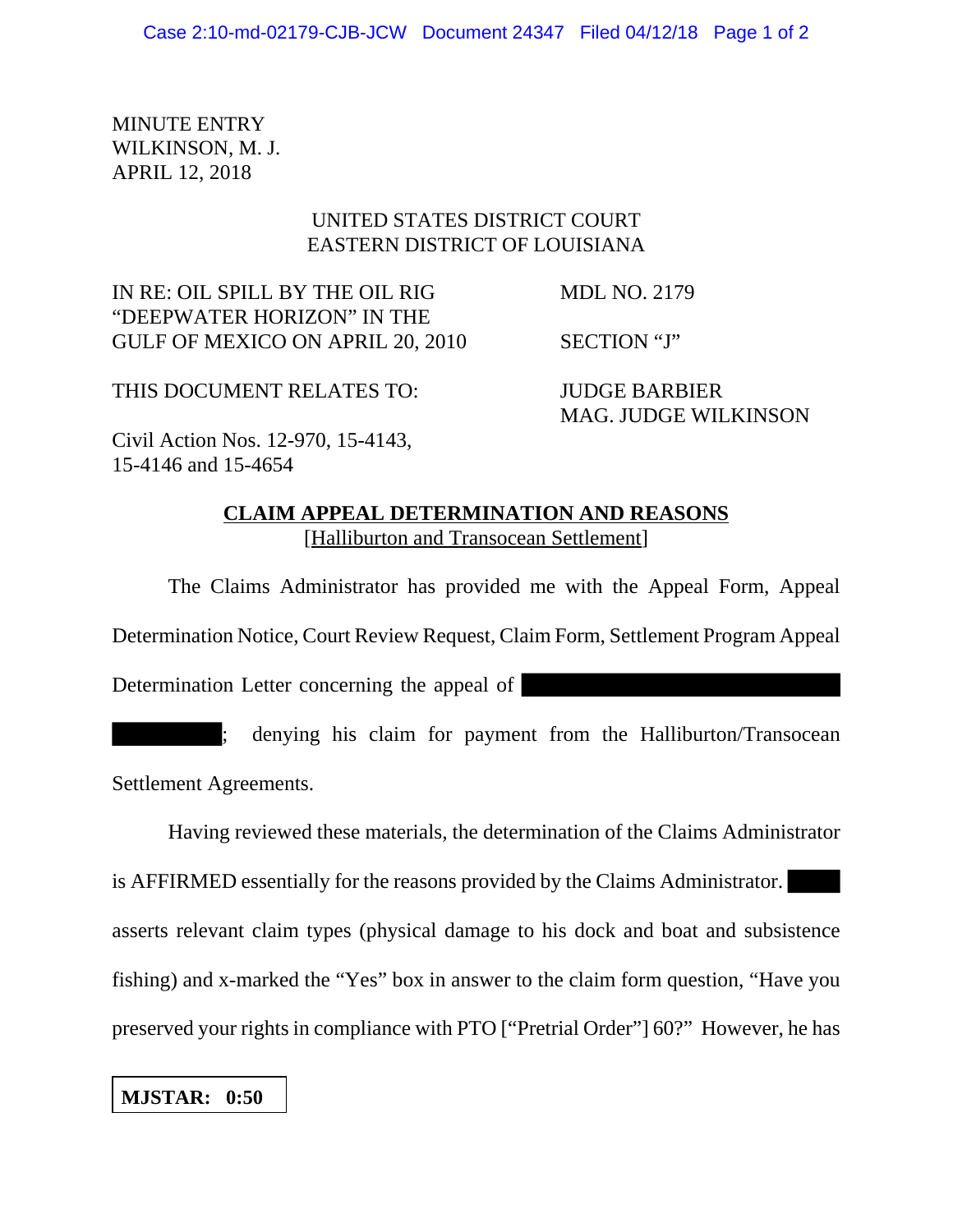MINUTE ENTRY
WILKINSON, M. J.
APRIL 12, 2018

UNITED STATES DISTRICT COURT
EASTERN DISTRICT OF LOUISIANA

IN RE: OIL SPILL BY THE OIL RIG "DEEPWATER HORIZON" IN THE GULF OF MEXICO ON APRIL 20, 2010

MDL NO. 2179

SECTION "J"

THIS DOCUMENT RELATES TO:

Civil Action Nos. 12-970, 15-4143, 15-4146 and 15-4654

JUDGE BARBIER
MAG. JUDGE WILKINSON

**CLAIM APPEAL DETERMINATION AND REASONS**
[Halliburton and Transocean Settlement]

The Claims Administrator has provided me with the Appeal Form, Appeal Determination Notice, Court Review Request, Claim Form, Settlement Program Appeal Determination Letter concerning the appeal of ████████████████ ████████; denying his claim for payment from the Halliburton/Transocean Settlement Agreements.

Having reviewed these materials, the determination of the Claims Administrator is AFFIRMED essentially for the reasons provided by the Claims Administrator. ████ asserts relevant claim types (physical damage to his dock and boat and subsistence fishing) and x-marked the "Yes" box in answer to the claim form question, "Have you preserved your rights in compliance with PTO ["Pretrial Order"] 60?" However, he has

**MJSTAR: 0:50**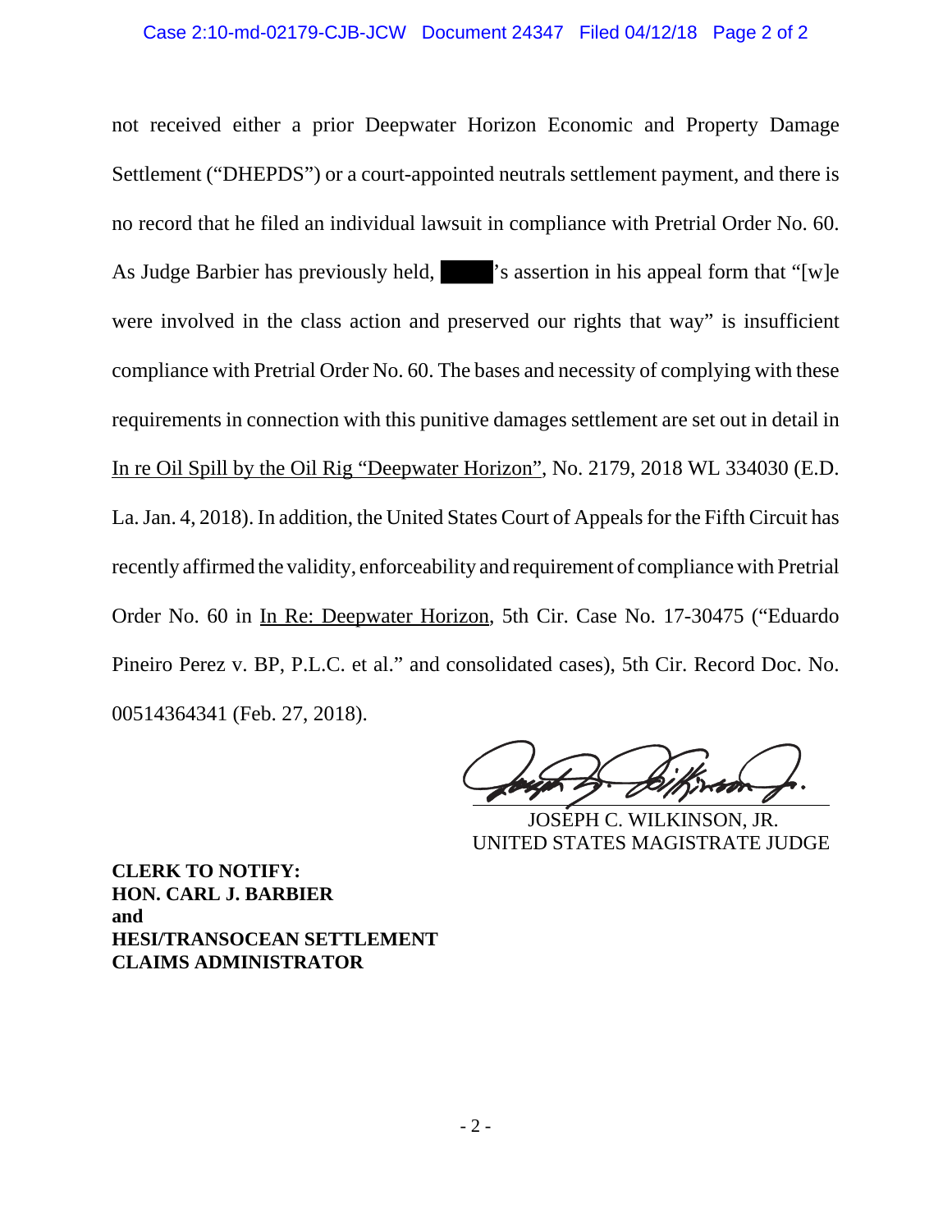not received either a prior Deepwater Horizon Economic and Property Damage Settlement ("DHEPDS") or a court-appointed neutrals settlement payment, and there is no record that he filed an individual lawsuit in compliance with Pretrial Order No. 60. As Judge Barbier has previously held, ████'s assertion in his appeal form that "[w]e were involved in the class action and preserved our rights that way" is insufficient compliance with Pretrial Order No. 60. The bases and necessity of complying with these requirements in connection with this punitive damages settlement are set out in detail in In re Oil Spill by the Oil Rig "Deepwater Horizon", No. 2179, 2018 WL 334030 (E.D. La. Jan. 4, 2018). In addition, the United States Court of Appeals for the Fifth Circuit has recently affirmed the validity, enforceability and requirement of compliance with Pretrial Order No. 60 in In Re: Deepwater Horizon, 5th Cir. Case No. 17-30475 ("Eduardo Pineiro Perez v. BP, P.L.C. et al." and consolidated cases), 5th Cir. Record Doc. No. 00514364341 (Feb. 27, 2018).

JOSEPH C. WILKINSON, JR.
UNITED STATES MAGISTRATE JUDGE

**CLERK TO NOTIFY:**
**HON. CARL J. BARBIER**
**and**
**HESI/TRANSOCEAN SETTLEMENT CLAIMS ADMINISTRATOR**